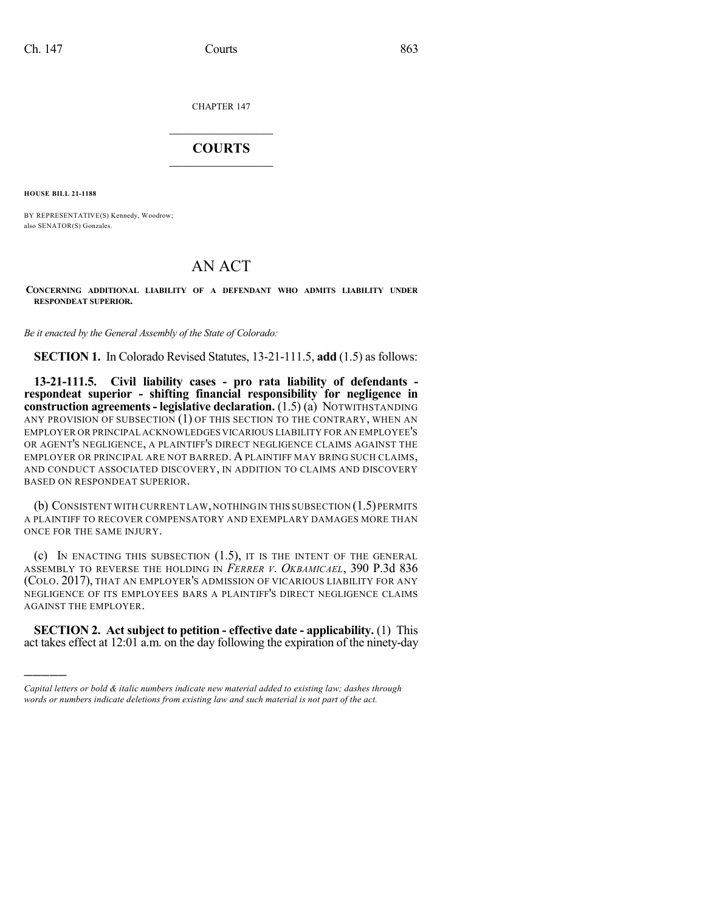CHAPTER 147

# COURTS

**HOUSE BILL 21-1188**

BY REPRESENTATIVE(S) Kennedy, Woodrow;
also SENATOR(S) Gonzales.

# AN ACT

**CONCERNING ADDITIONAL LIABILITY OF A DEFENDANT WHO ADMITS LIABILITY UNDER RESPONDEAT SUPERIOR.**

*Be it enacted by the General Assembly of the State of Colorado:*

**SECTION 1.** In Colorado Revised Statutes, 13-21-111.5, **add** (1.5) as follows:

**13-21-111.5. Civil liability cases - pro rata liability of defendants - respondeat superior - shifting financial responsibility for negligence in construction agreements - legislative declaration.** (1.5) (a) NOTWITHSTANDING ANY PROVISION OF SUBSECTION (1) OF THIS SECTION TO THE CONTRARY, WHEN AN EMPLOYER OR PRINCIPAL ACKNOWLEDGES VICARIOUS LIABILITY FOR AN EMPLOYEE'S OR AGENT'S NEGLIGENCE, A PLAINTIFF'S DIRECT NEGLIGENCE CLAIMS AGAINST THE EMPLOYER OR PRINCIPAL ARE NOT BARRED. A PLAINTIFF MAY BRING SUCH CLAIMS, AND CONDUCT ASSOCIATED DISCOVERY, IN ADDITION TO CLAIMS AND DISCOVERY BASED ON RESPONDEAT SUPERIOR.

(b) CONSISTENT WITH CURRENT LAW, NOTHING IN THIS SUBSECTION (1.5) PERMITS A PLAINTIFF TO RECOVER COMPENSATORY AND EXEMPLARY DAMAGES MORE THAN ONCE FOR THE SAME INJURY.

(c) IN ENACTING THIS SUBSECTION (1.5), IT IS THE INTENT OF THE GENERAL ASSEMBLY TO REVERSE THE HOLDING IN *FERRER V. OKBAMICAEL*, 390 P.3d 836 (COLO. 2017), THAT AN EMPLOYER'S ADMISSION OF VICARIOUS LIABILITY FOR ANY NEGLIGENCE OF ITS EMPLOYEES BARS A PLAINTIFF'S DIRECT NEGLIGENCE CLAIMS AGAINST THE EMPLOYER.

**SECTION 2. Act subject to petition - effective date - applicability.** (1) This act takes effect at 12:01 a.m. on the day following the expiration of the ninety-day

---

*Capital letters or bold & italic numbers indicate new material added to existing law; dashes through words or numbers indicate deletions from existing law and such material is not part of the act.*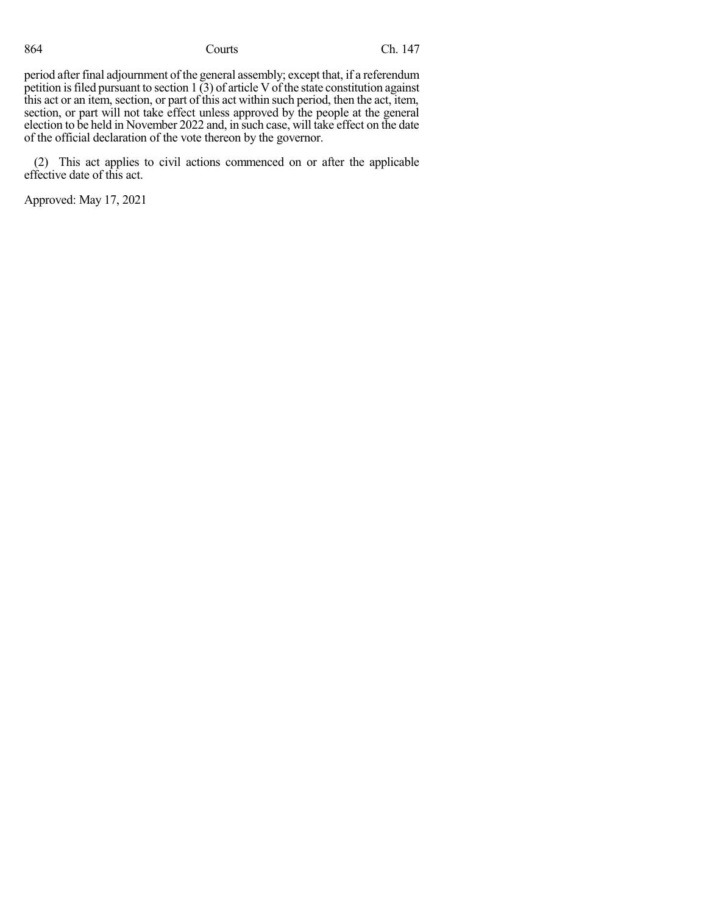period after final adjournment of the general assembly; except that, if a referendum petition is filed pursuant to section 1 (3) of article V of the state constitution against this act or an item, section, or part of this act within such period, then the act, item, section, or part will not take effect unless approved by the people at the general election to be held in November 2022 and, in such case, will take effect on the date of the official declaration of the vote thereon by the governor.

(2) This act applies to civil actions commenced on or after the applicable effective date of this act.

Approved: May 17, 2021